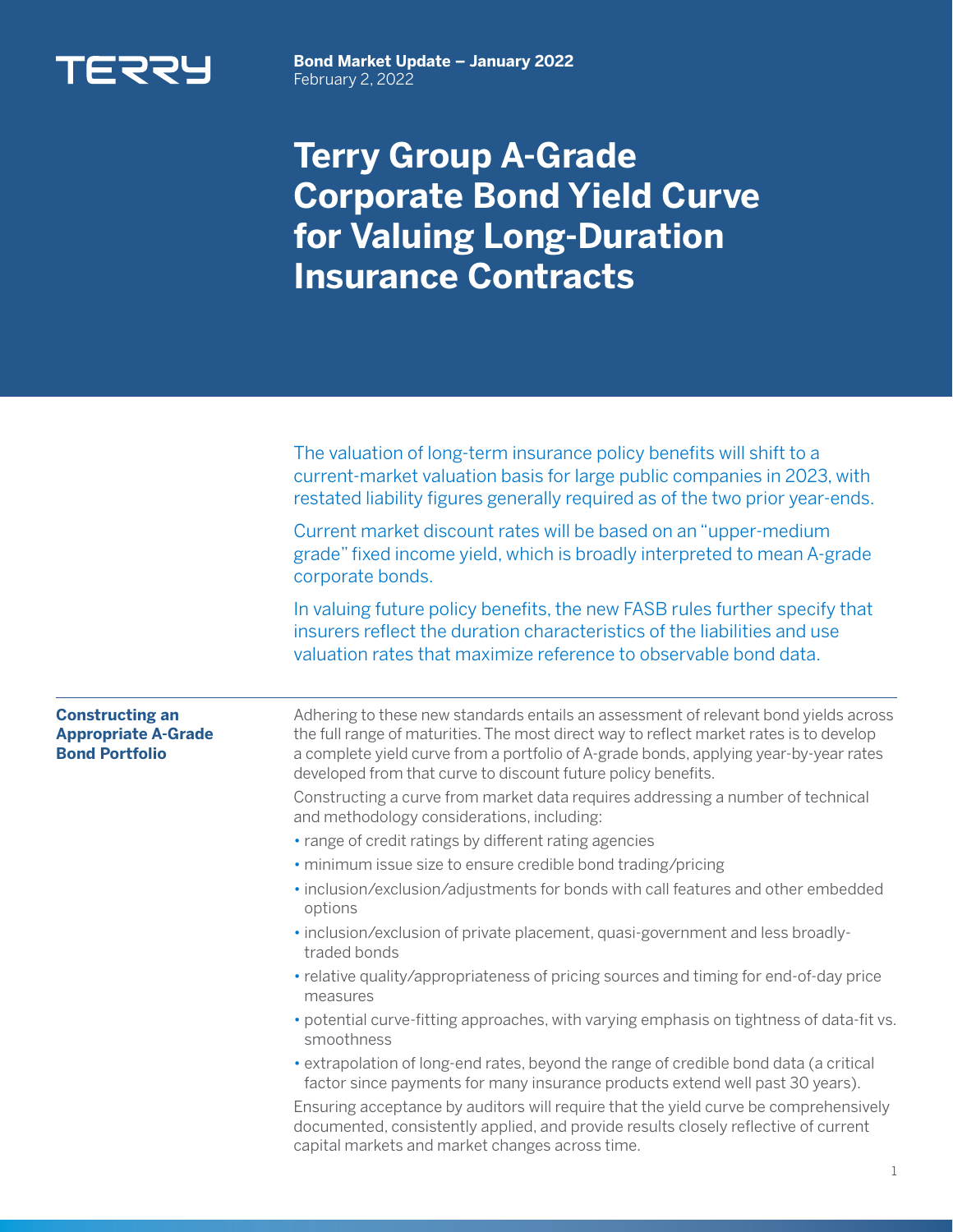TERRY

**Bond Market Update – January 2022**
February 2, 2022

# Terry Group A-Grade Corporate Bond Yield Curve for Valuing Long-Duration Insurance Contracts

The valuation of long-term insurance policy benefits will shift to a current-market valuation basis for large public companies in 2023, with restated liability figures generally required as of the two prior year-ends.

Current market discount rates will be based on an "upper-medium grade" fixed income yield, which is broadly interpreted to mean A-grade corporate bonds.

In valuing future policy benefits, the new FASB rules further specify that insurers reflect the duration characteristics of the liabilities and use valuation rates that maximize reference to observable bond data.

## Constructing an Appropriate A-Grade Bond Portfolio

Adhering to these new standards entails an assessment of relevant bond yields across the full range of maturities. The most direct way to reflect market rates is to develop a complete yield curve from a portfolio of A-grade bonds, applying year-by-year rates developed from that curve to discount future policy benefits.

Constructing a curve from market data requires addressing a number of technical and methodology considerations, including:

- range of credit ratings by different rating agencies
- minimum issue size to ensure credible bond trading/pricing
- inclusion/exclusion/adjustments for bonds with call features and other embedded options
- inclusion/exclusion of private placement, quasi-government and less broadly-traded bonds
- relative quality/appropriateness of pricing sources and timing for end-of-day price measures
- potential curve-fitting approaches, with varying emphasis on tightness of data-fit vs. smoothness
- extrapolation of long-end rates, beyond the range of credible bond data (a critical factor since payments for many insurance products extend well past 30 years).

Ensuring acceptance by auditors will require that the yield curve be comprehensively documented, consistently applied, and provide results closely reflective of current capital markets and market changes across time.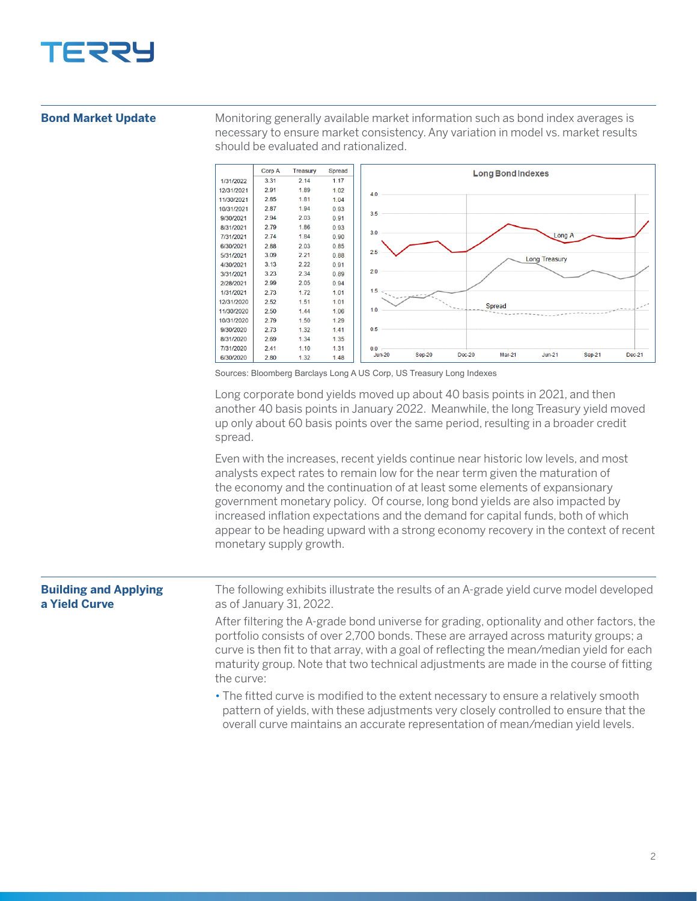## Bond Market Update

Monitoring generally available market information such as bond index averages is necessary to ensure market consistency. Any variation in model vs. market results should be evaluated and rationalized.

| | Corp A | Treasury | Spread |
|---|---|---|---|
| 1/31/2022 | 3.31 | 2.14 | 1.17 |
| 12/31/2021 | 2.91 | 1.89 | 1.02 |
| 11/30/2021 | 2.85 | 1.81 | 1.04 |
| 10/31/2021 | 2.87 | 1.94 | 0.93 |
| 9/30/2021 | 2.94 | 2.03 | 0.91 |
| 8/31/2021 | 2.79 | 1.86 | 0.93 |
| 7/31/2021 | 2.74 | 1.84 | 0.90 |
| 6/30/2021 | 2.88 | 2.03 | 0.85 |
| 5/31/2021 | 3.09 | 2.21 | 0.88 |
| 4/30/2021 | 3.13 | 2.22 | 0.91 |
| 3/31/2021 | 3.23 | 2.34 | 0.89 |
| 2/28/2021 | 2.99 | 2.05 | 0.94 |
| 1/31/2021 | 2.73 | 1.72 | 1.01 |
| 12/31/2020 | 2.52 | 1.51 | 1.01 |
| 11/30/2020 | 2.50 | 1.44 | 1.06 |
| 10/31/2020 | 2.79 | 1.50 | 1.29 |
| 9/30/2020 | 2.73 | 1.32 | 1.41 |
| 8/31/2020 | 2.69 | 1.34 | 1.35 |
| 7/31/2020 | 2.41 | 1.10 | 1.31 |
| 6/30/2020 | 2.80 | 1.32 | 1.48 |

Long Bond Indexes

Sources: Bloomberg Barclays Long A US Corp, US Treasury Long Indexes

Long corporate bond yields moved up about 40 basis points in 2021, and then another 40 basis points in January 2022. Meanwhile, the long Treasury yield moved up only about 60 basis points over the same period, resulting in a broader credit spread.

Even with the increases, recent yields continue near historic low levels, and most analysts expect rates to remain low for the near term given the maturation of the economy and the continuation of at least some elements of expansionary government monetary policy. Of course, long bond yields are also impacted by increased inflation expectations and the demand for capital funds, both of which appear to be heading upward with a strong economy recovery in the context of recent monetary supply growth.

## Building and Applying a Yield Curve

The following exhibits illustrate the results of an A-grade yield curve model developed as of January 31, 2022.

After filtering the A-grade bond universe for grading, optionality and other factors, the portfolio consists of over 2,700 bonds. These are arrayed across maturity groups; a curve is then fit to that array, with a goal of reflecting the mean/median yield for each maturity group. Note that two technical adjustments are made in the course of fitting the curve:

- The fitted curve is modified to the extent necessary to ensure a relatively smooth pattern of yields, with these adjustments very closely controlled to ensure that the overall curve maintains an accurate representation of mean/median yield levels.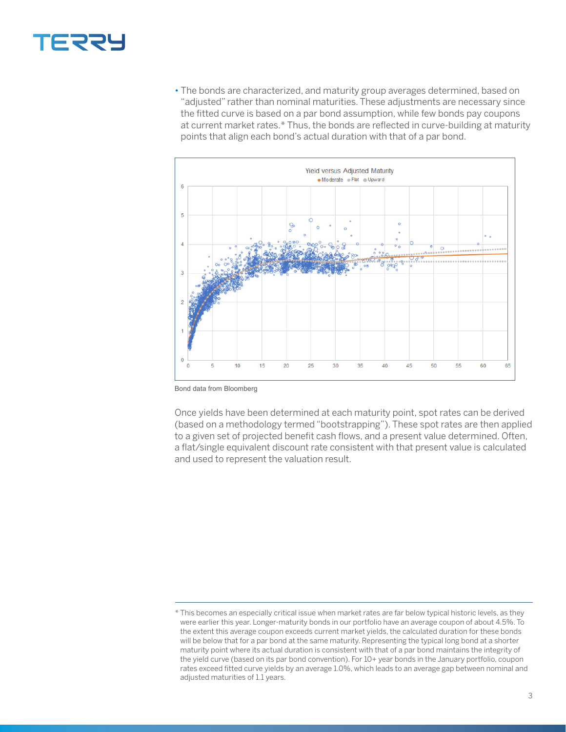- The bonds are characterized, and maturity group averages determined, based on "adjusted" rather than nominal maturities. These adjustments are necessary since the fitted curve is based on a par bond assumption, while few bonds pay coupons at current market rates.* Thus, the bonds are reflected in curve-building at maturity points that align each bond's actual duration with that of a par bond.

Bond data from Bloomberg

Once yields have been determined at each maturity point, spot rates can be derived (based on a methodology termed "bootstrapping"). These spot rates are then applied to a given set of projected benefit cash flows, and a present value determined. Often, a flat/single equivalent discount rate consistent with that present value is calculated and used to represent the valuation result.

---

* This becomes an especially critical issue when market rates are far below typical historic levels, as they were earlier this year. Longer-maturity bonds in our portfolio have an average coupon of about 4.5%. To the extent this average coupon exceeds current market yields, the calculated duration for these bonds will be below that for a par bond at the same maturity. Representing the typical long bond at a shorter maturity point where its actual duration is consistent with that of a par bond maintains the integrity of the yield curve (based on its par bond convention). For 10+ year bonds in the January portfolio, coupon rates exceed fitted curve yields by an average 1.0%, which leads to an average gap between nominal and adjusted maturities of 1.1 years.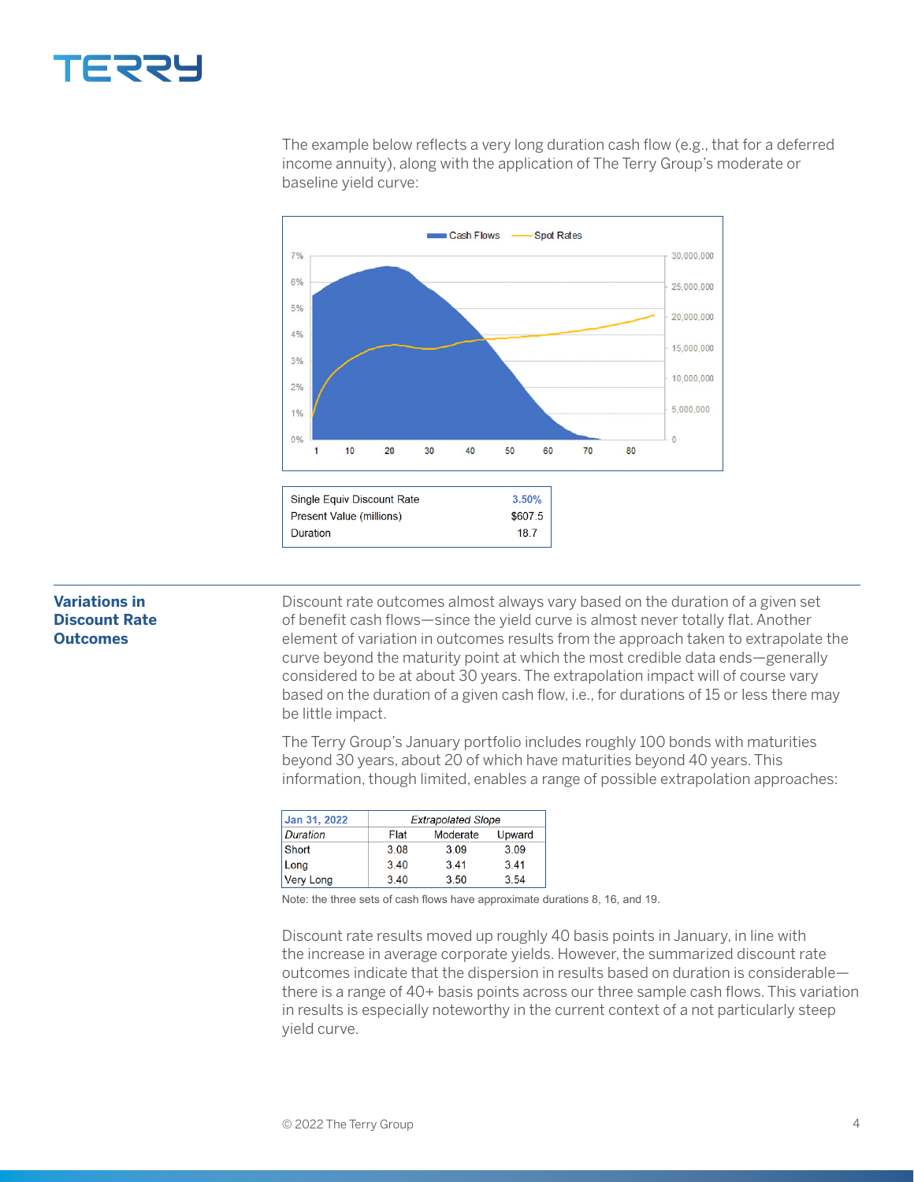The example below reflects a very long duration cash flow (e.g., that for a deferred income annuity), along with the application of The Terry Group's moderate or baseline yield curve:

| | |
|---|---|
| Single Equiv Discount Rate | 3.50% |
| Present Value (millions) | $607.5 |
| Duration | 18.7 |

## Variations in Discount Rate Outcomes

Discount rate outcomes almost always vary based on the duration of a given set of benefit cash flows—since the yield curve is almost never totally flat. Another element of variation in outcomes results from the approach taken to extrapolate the curve beyond the maturity point at which the most credible data ends—generally considered to be at about 30 years. The extrapolation impact will of course vary based on the duration of a given cash flow, i.e., for durations of 15 or less there may be little impact.

The Terry Group's January portfolio includes roughly 100 bonds with maturities beyond 30 years, about 20 of which have maturities beyond 40 years. This information, though limited, enables a range of possible extrapolation approaches:

| Jan 31, 2022 | *Extrapolated Slope* | | |
|---|---|---|---|
| *Duration* | Flat | Moderate | Upward |
| Short | 3.08 | 3.09 | 3.09 |
| Long | 3.40 | 3.41 | 3.41 |
| Very Long | 3.40 | 3.50 | 3.54 |

Note: the three sets of cash flows have approximate durations 8, 16, and 19.

Discount rate results moved up roughly 40 basis points in January, in line with the increase in average corporate yields. However, the summarized discount rate outcomes indicate that the dispersion in results based on duration is considerable—there is a range of 40+ basis points across our three sample cash flows. This variation in results is especially noteworthy in the current context of a not particularly steep yield curve.

© 2022 The Terry Group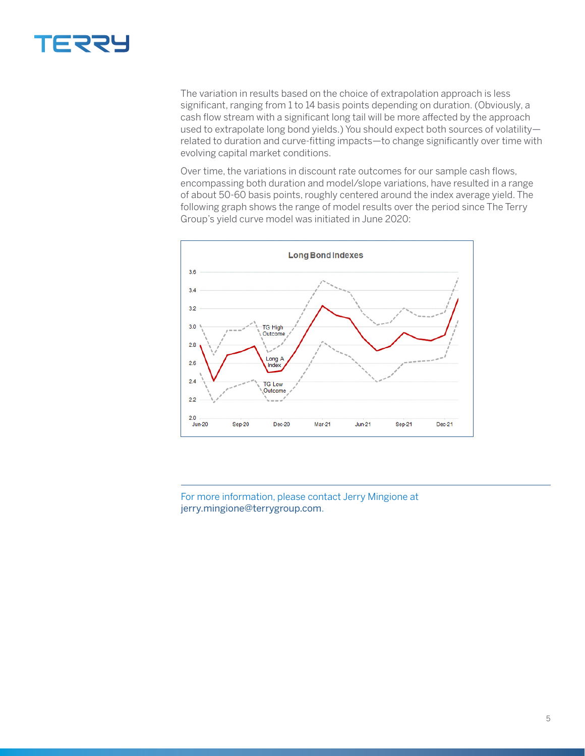The variation in results based on the choice of extrapolation approach is less significant, ranging from 1 to 14 basis points depending on duration. (Obviously, a cash flow stream with a significant long tail will be more affected by the approach used to extrapolate long bond yields.) You should expect both sources of volatility—related to duration and curve-fitting impacts—to change significantly over time with evolving capital market conditions.

Over time, the variations in discount rate outcomes for our sample cash flows, encompassing both duration and model/slope variations, have resulted in a range of about 50-60 basis points, roughly centered around the index average yield. The following graph shows the range of model results over the period since The Terry Group's yield curve model was initiated in June 2020:

Long Bond Indexes

3.6
3.4
3.2
3.0
2.8
2.6
2.4
2.2
2.0

Jun-20 Sep-20 Dec-20 Mar-21 Jun-21 Sep-21 Dec-21

TG High Outcome

Long A Index

TG Low Outcome

---

For more information, please contact Jerry Mingione at jerry.mingione@terrygroup.com.